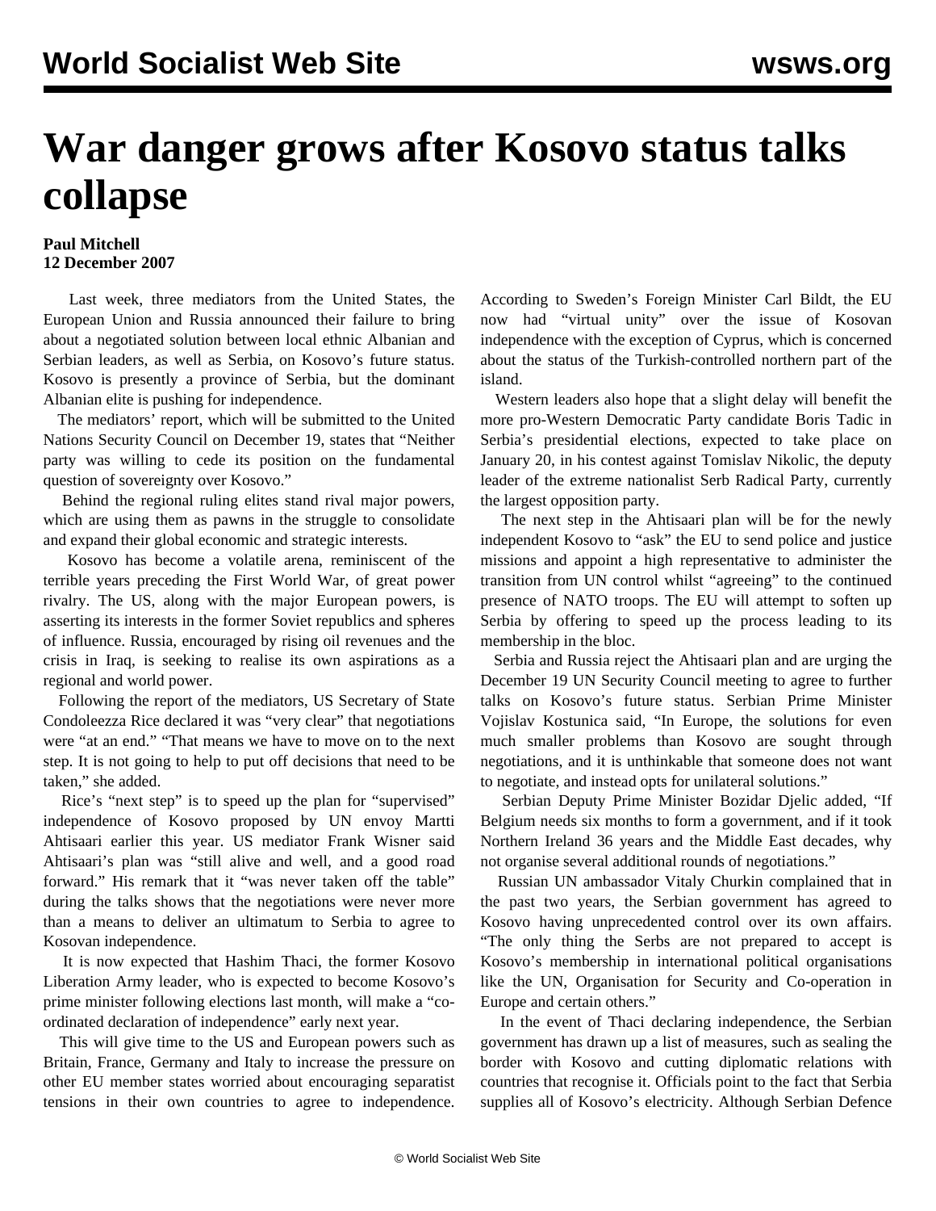# War danger grows after Kosovo status talks collapse

**Paul Mitchell**
**12 December 2007**

Last week, three mediators from the United States, the European Union and Russia announced their failure to bring about a negotiated solution between local ethnic Albanian and Serbian leaders, as well as Serbia, on Kosovo's future status. Kosovo is presently a province of Serbia, but the dominant Albanian elite is pushing for independence.

The mediators' report, which will be submitted to the United Nations Security Council on December 19, states that "Neither party was willing to cede its position on the fundamental question of sovereignty over Kosovo."

Behind the regional ruling elites stand rival major powers, which are using them as pawns in the struggle to consolidate and expand their global economic and strategic interests.

Kosovo has become a volatile arena, reminiscent of the terrible years preceding the First World War, of great power rivalry. The US, along with the major European powers, is asserting its interests in the former Soviet republics and spheres of influence. Russia, encouraged by rising oil revenues and the crisis in Iraq, is seeking to realise its own aspirations as a regional and world power.

Following the report of the mediators, US Secretary of State Condoleezza Rice declared it was "very clear" that negotiations were "at an end." "That means we have to move on to the next step. It is not going to help to put off decisions that need to be taken," she added.

Rice's "next step" is to speed up the plan for "supervised" independence of Kosovo proposed by UN envoy Martti Ahtisaari earlier this year. US mediator Frank Wisner said Ahtisaari's plan was "still alive and well, and a good road forward." His remark that it "was never taken off the table" during the talks shows that the negotiations were never more than a means to deliver an ultimatum to Serbia to agree to Kosovan independence.

It is now expected that Hashim Thaci, the former Kosovo Liberation Army leader, who is expected to become Kosovo's prime minister following elections last month, will make a "co-ordinated declaration of independence" early next year.

This will give time to the US and European powers such as Britain, France, Germany and Italy to increase the pressure on other EU member states worried about encouraging separatist tensions in their own countries to agree to independence. According to Sweden's Foreign Minister Carl Bildt, the EU now had "virtual unity" over the issue of Kosovan independence with the exception of Cyprus, which is concerned about the status of the Turkish-controlled northern part of the island.

Western leaders also hope that a slight delay will benefit the more pro-Western Democratic Party candidate Boris Tadic in Serbia's presidential elections, expected to take place on January 20, in his contest against Tomislav Nikolic, the deputy leader of the extreme nationalist Serb Radical Party, currently the largest opposition party.

The next step in the Ahtisaari plan will be for the newly independent Kosovo to "ask" the EU to send police and justice missions and appoint a high representative to administer the transition from UN control whilst "agreeing" to the continued presence of NATO troops. The EU will attempt to soften up Serbia by offering to speed up the process leading to its membership in the bloc.

Serbia and Russia reject the Ahtisaari plan and are urging the December 19 UN Security Council meeting to agree to further talks on Kosovo's future status. Serbian Prime Minister Vojislav Kostunica said, "In Europe, the solutions for even much smaller problems than Kosovo are sought through negotiations, and it is unthinkable that someone does not want to negotiate, and instead opts for unilateral solutions."

Serbian Deputy Prime Minister Bozidar Djelic added, "If Belgium needs six months to form a government, and if it took Northern Ireland 36 years and the Middle East decades, why not organise several additional rounds of negotiations."

Russian UN ambassador Vitaly Churkin complained that in the past two years, the Serbian government has agreed to Kosovo having unprecedented control over its own affairs. "The only thing the Serbs are not prepared to accept is Kosovo's membership in international political organisations like the UN, Organisation for Security and Co-operation in Europe and certain others."

In the event of Thaci declaring independence, the Serbian government has drawn up a list of measures, such as sealing the border with Kosovo and cutting diplomatic relations with countries that recognise it. Officials point to the fact that Serbia supplies all of Kosovo's electricity. Although Serbian Defence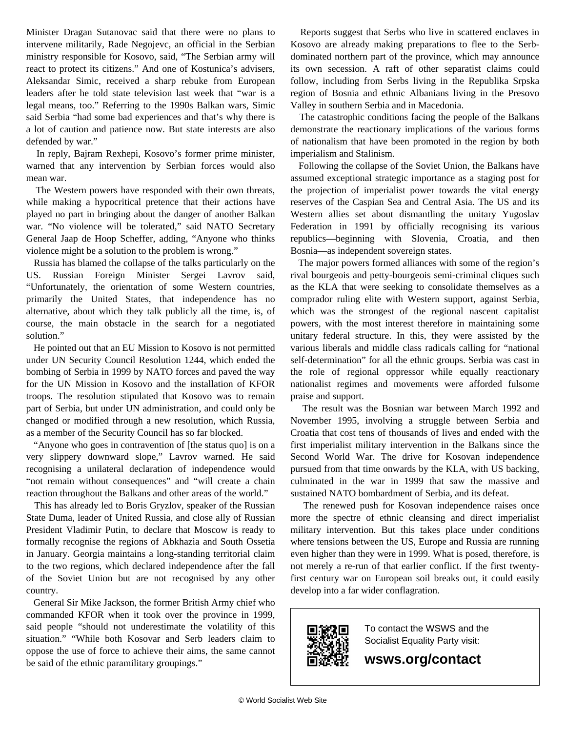Minister Dragan Sutanovac said that there were no plans to intervene militarily, Rade Negojevc, an official in the Serbian ministry responsible for Kosovo, said, "The Serbian army will react to protect its citizens." And one of Kostunica's advisers, Aleksandar Simic, received a sharp rebuke from European leaders after he told state television last week that "war is a legal means, too." Referring to the 1990s Balkan wars, Simic said Serbia "had some bad experiences and that's why there is a lot of caution and patience now. But state interests are also defended by war."

In reply, Bajram Rexhepi, Kosovo's former prime minister, warned that any intervention by Serbian forces would also mean war.

The Western powers have responded with their own threats, while making a hypocritical pretence that their actions have played no part in bringing about the danger of another Balkan war. "No violence will be tolerated," said NATO Secretary General Jaap de Hoop Scheffer, adding, "Anyone who thinks violence might be a solution to the problem is wrong."

Russia has blamed the collapse of the talks particularly on the US. Russian Foreign Minister Sergei Lavrov said, "Unfortunately, the orientation of some Western countries, primarily the United States, that independence has no alternative, about which they talk publicly all the time, is, of course, the main obstacle in the search for a negotiated solution."

He pointed out that an EU Mission to Kosovo is not permitted under UN Security Council Resolution 1244, which ended the bombing of Serbia in 1999 by NATO forces and paved the way for the UN Mission in Kosovo and the installation of KFOR troops. The resolution stipulated that Kosovo was to remain part of Serbia, but under UN administration, and could only be changed or modified through a new resolution, which Russia, as a member of the Security Council has so far blocked.

"Anyone who goes in contravention of [the status quo] is on a very slippery downward slope," Lavrov warned. He said recognising a unilateral declaration of independence would "not remain without consequences" and "will create a chain reaction throughout the Balkans and other areas of the world."

This has already led to Boris Gryzlov, speaker of the Russian State Duma, leader of United Russia, and close ally of Russian President Vladimir Putin, to declare that Moscow is ready to formally recognise the regions of Abkhazia and South Ossetia in January. Georgia maintains a long-standing territorial claim to the two regions, which declared independence after the fall of the Soviet Union but are not recognised by any other country.

General Sir Mike Jackson, the former British Army chief who commanded KFOR when it took over the province in 1999, said people "should not underestimate the volatility of this situation." "While both Kosovar and Serb leaders claim to oppose the use of force to achieve their aims, the same cannot be said of the ethnic paramilitary groupings."

Reports suggest that Serbs who live in scattered enclaves in Kosovo are already making preparations to flee to the Serb-dominated northern part of the province, which may announce its own secession. A raft of other separatist claims could follow, including from Serbs living in the Republika Srpska region of Bosnia and ethnic Albanians living in the Presovo Valley in southern Serbia and in Macedonia.

The catastrophic conditions facing the people of the Balkans demonstrate the reactionary implications of the various forms of nationalism that have been promoted in the region by both imperialism and Stalinism.

Following the collapse of the Soviet Union, the Balkans have assumed exceptional strategic importance as a staging post for the projection of imperialist power towards the vital energy reserves of the Caspian Sea and Central Asia. The US and its Western allies set about dismantling the unitary Yugoslav Federation in 1991 by officially recognising its various republics—beginning with Slovenia, Croatia, and then Bosnia—as independent sovereign states.

The major powers formed alliances with some of the region's rival bourgeois and petty-bourgeois semi-criminal cliques such as the KLA that were seeking to consolidate themselves as a comprador ruling elite with Western support, against Serbia, which was the strongest of the regional nascent capitalist powers, with the most interest therefore in maintaining some unitary federal structure. In this, they were assisted by the various liberals and middle class radicals calling for "national self-determination" for all the ethnic groups. Serbia was cast in the role of regional oppressor while equally reactionary nationalist regimes and movements were afforded fulsome praise and support.

The result was the Bosnian war between March 1992 and November 1995, involving a struggle between Serbia and Croatia that cost tens of thousands of lives and ended with the first imperialist military intervention in the Balkans since the Second World War. The drive for Kosovan independence pursued from that time onwards by the KLA, with US backing, culminated in the war in 1999 that saw the massive and sustained NATO bombardment of Serbia, and its defeat.

The renewed push for Kosovan independence raises once more the spectre of ethnic cleansing and direct imperialist military intervention. But this takes place under conditions where tensions between the US, Europe and Russia are running even higher than they were in 1999. What is posed, therefore, is not merely a re-run of that earlier conflict. If the first twenty-first century war on European soil breaks out, it could easily develop into a far wider conflagration.

To contact the WSWS and the Socialist Equality Party visit:

**wsws.org/contact**